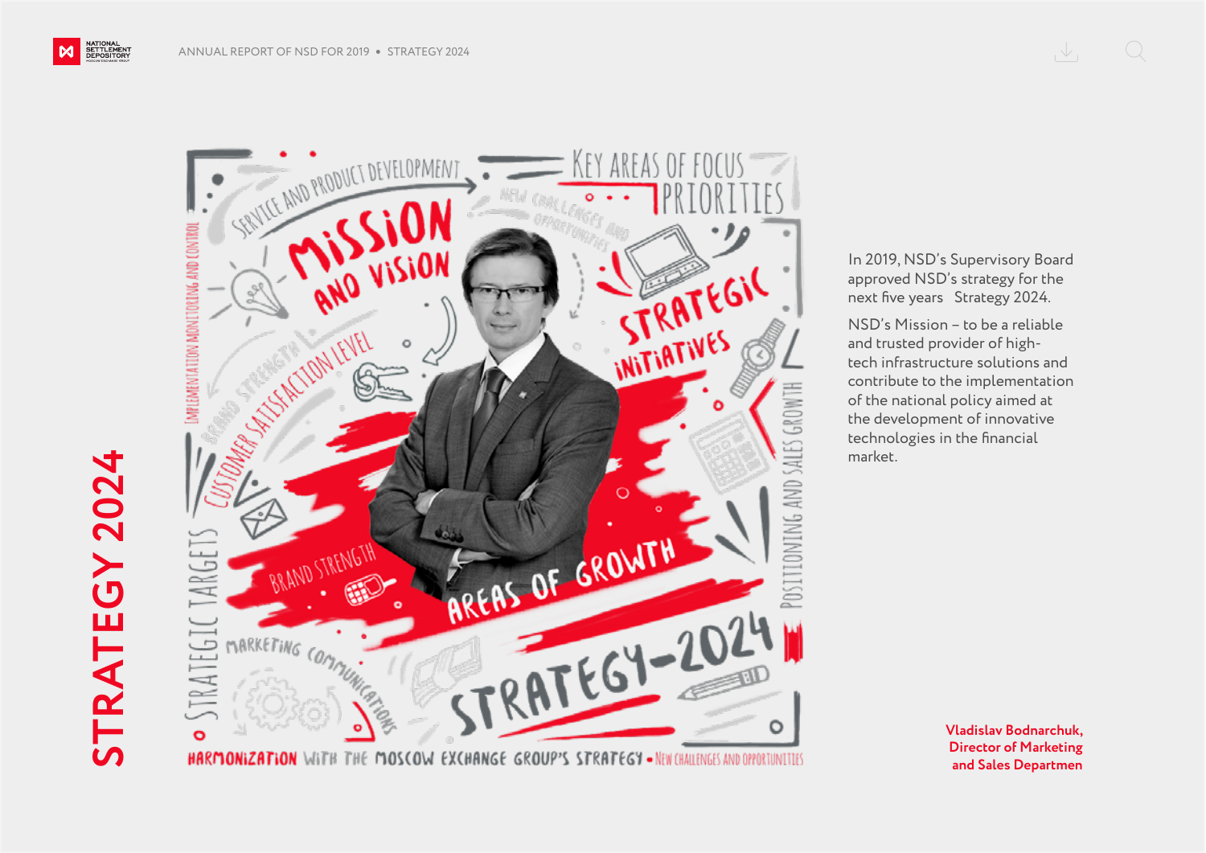# STRATEGY 2024

In 2019, NSD's Supervisory Board approved NSD's strategy for the next five years   Strategy 2024.

NSD's Mission – to be a reliable and trusted provider of high-tech infrastructure solutions and contribute to the implementation of the national policy aimed at the development of innovative technologies in the financial market.

**Vladislav Bodnarchuk,**
**Director of Marketing and Sales Departmen**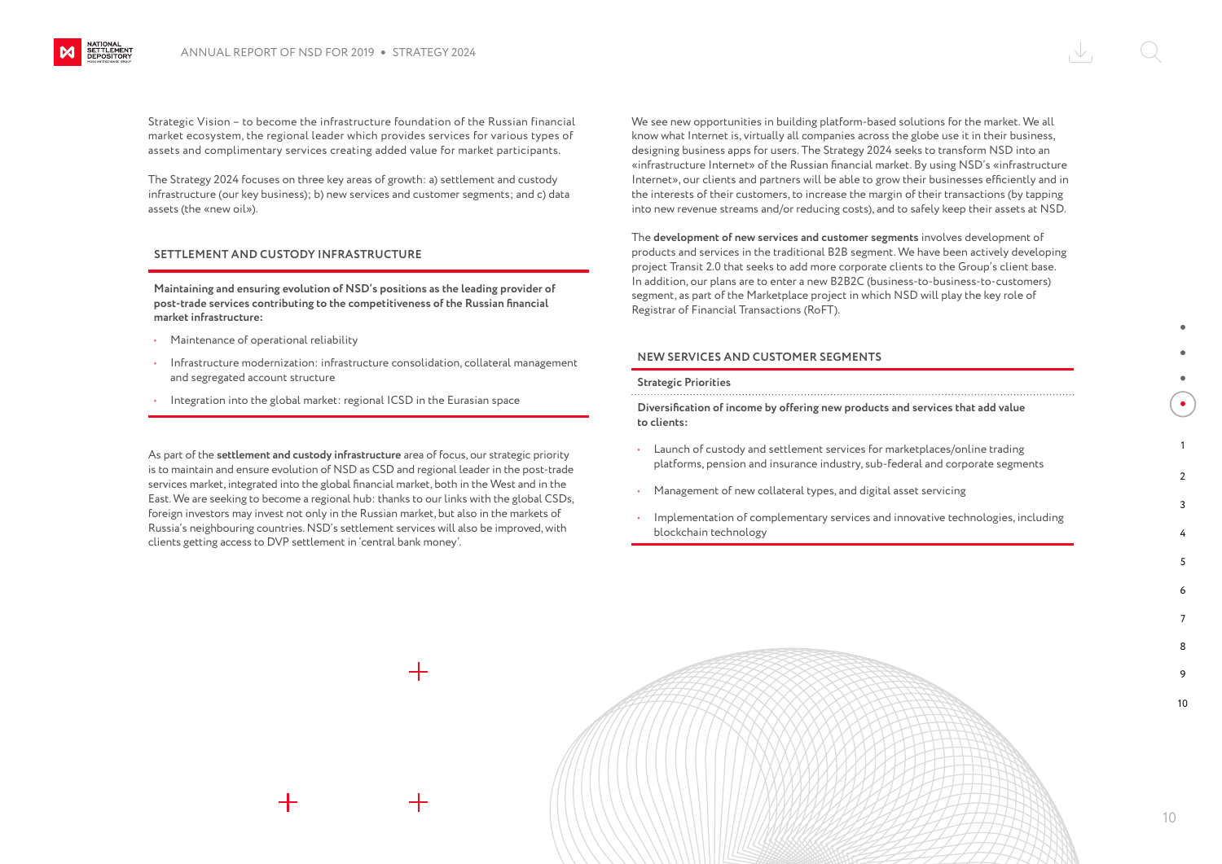Strategic Vision – to become the infrastructure foundation of the Russian financial market ecosystem, the regional leader which provides services for various types of assets and complimentary services creating added value for market participants.

The Strategy 2024 focuses on three key areas of growth: a) settlement and custody infrastructure (our key business); b) new services and customer segments; and c) data assets (the «new oil»).

## SETTLEMENT AND CUSTODY INFRASTRUCTURE

**Maintaining and ensuring evolution of NSD's positions as the leading provider of post-trade services contributing to the competitiveness of the Russian financial market infrastructure:**

- Maintenance of operational reliability
- Infrastructure modernization: infrastructure consolidation, collateral management and segregated account structure
- Integration into the global market: regional ICSD in the Eurasian space

As part of the **settlement and custody infrastructure** area of focus, our strategic priority is to maintain and ensure evolution of NSD as CSD and regional leader in the post-trade services market, integrated into the global financial market, both in the West and in the East. We are seeking to become a regional hub: thanks to our links with the global CSDs, foreign investors may invest not only in the Russian market, but also in the markets of Russia's neighbouring countries. NSD's settlement services will also be improved, with clients getting access to DVP settlement in 'central bank money'.

We see new opportunities in building platform-based solutions for the market. We all know what Internet is, virtually all companies across the globe use it in their business, designing business apps for users. The Strategy 2024 seeks to transform NSD into an «infrastructure Internet» of the Russian financial market. By using NSD's «infrastructure Internet», our clients and partners will be able to grow their businesses efficiently and in the interests of their customers, to increase the margin of their transactions (by tapping into new revenue streams and/or reducing costs), and to safely keep their assets at NSD.

The **development of new services and customer segments** involves development of products and services in the traditional B2B segment. We have been actively developing project Transit 2.0 that seeks to add more corporate clients to the Group's client base. In addition, our plans are to enter a new B2B2C (business-to-business-to-customers) segment, as part of the Marketplace project in which NSD will play the key role of Registrar of Financial Transactions (RoFT).

## NEW SERVICES AND CUSTOMER SEGMENTS

**Strategic Priorities**

**Diversification of income by offering new products and services that add value to clients:**

- Launch of custody and settlement services for marketplaces/online trading platforms, pension and insurance industry, sub-federal and corporate segments
- Management of new collateral types, and digital asset servicing
- Implementation of complementary services and innovative technologies, including blockchain technology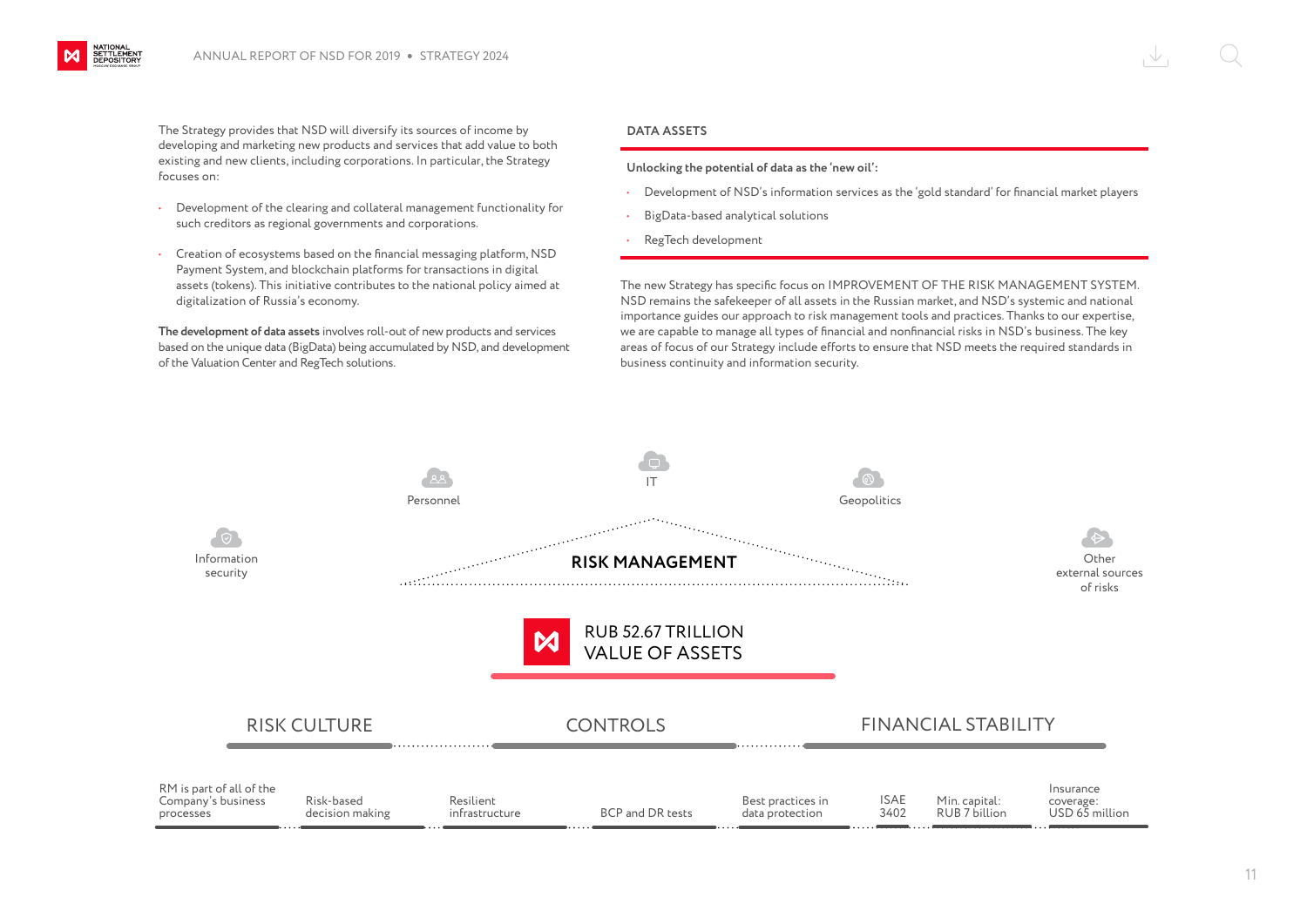The Strategy provides that NSD will diversify its sources of income by developing and marketing new products and services that add value to both existing and new clients, including corporations. In particular, the Strategy focuses on:

- Development of the clearing and collateral management functionality for such creditors as regional governments and corporations.
- Creation of ecosystems based on the financial messaging platform, NSD Payment System, and blockchain platforms for transactions in digital assets (tokens). This initiative contributes to the national policy aimed at digitalization of Russia's economy.

**The development of data assets** involves roll-out of new products and services based on the unique data (BigData) being accumulated by NSD, and development of the Valuation Center and RegTech solutions.

**DATA ASSETS**

**Unlocking the potential of data as the 'new oil':**

- Development of NSD's information services as the 'gold standard' for financial market players
- BigData-based analytical solutions
- RegTech development

The new Strategy has specific focus on IMPROVEMENT OF THE RISK MANAGEMENT SYSTEM. NSD remains the safekeeper of all assets in the Russian market, and NSD's systemic and national importance guides our approach to risk management tools and practices. Thanks to our expertise, we are capable to manage all types of financial and nonfinancial risks in NSD's business. The key areas of focus of our Strategy include efforts to ensure that NSD meets the required standards in business continuity and information security.

IT

Personnel

Geopolitics

Information security

RISK MANAGEMENT

Other external sources of risks

RUB 52.67 TRILLION
VALUE OF ASSETS

RISK CULTURE

CONTROLS

FINANCIAL STABILITY

RM is part of all of the Company's business processes

Risk-based decision making

Resilient infrastructure

BCP and DR tests

Best practices in data protection

ISAE 3402

Min. capital: RUB 7 billion

Insurance coverage: USD 65 million